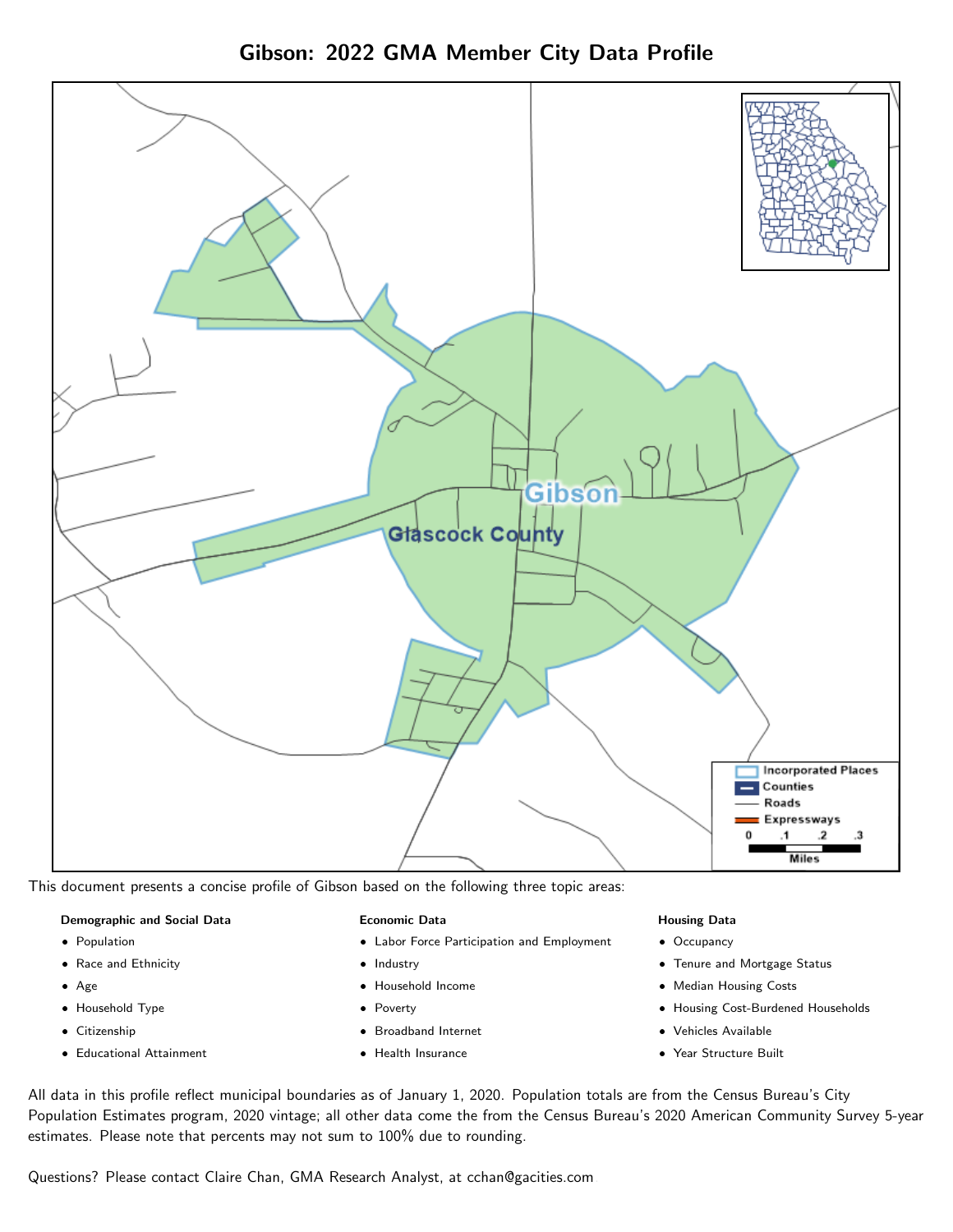# Gibson: 2022 GMA Member City Data Profile

This document presents a concise profile of Gibson based on the following three topic areas:

**Demographic and Social Data**

- Population
- Race and Ethnicity
- Age
- Household Type
- Citizenship
- Educational Attainment

**Economic Data**

- Labor Force Participation and Employment
- Industry
- Household Income
- Poverty
- Broadband Internet
- Health Insurance

**Housing Data**

- Occupancy
- Tenure and Mortgage Status
- Median Housing Costs
- Housing Cost-Burdened Households
- Vehicles Available
- Year Structure Built

All data in this profile reflect municipal boundaries as of January 1, 2020. Population totals are from the Census Bureau's City Population Estimates program, 2020 vintage; all other data come the from the Census Bureau's 2020 American Community Survey 5-year estimates. Please note that percents may not sum to 100% due to rounding.

Questions? Please contact Claire Chan, GMA Research Analyst, at cchan@gacities.com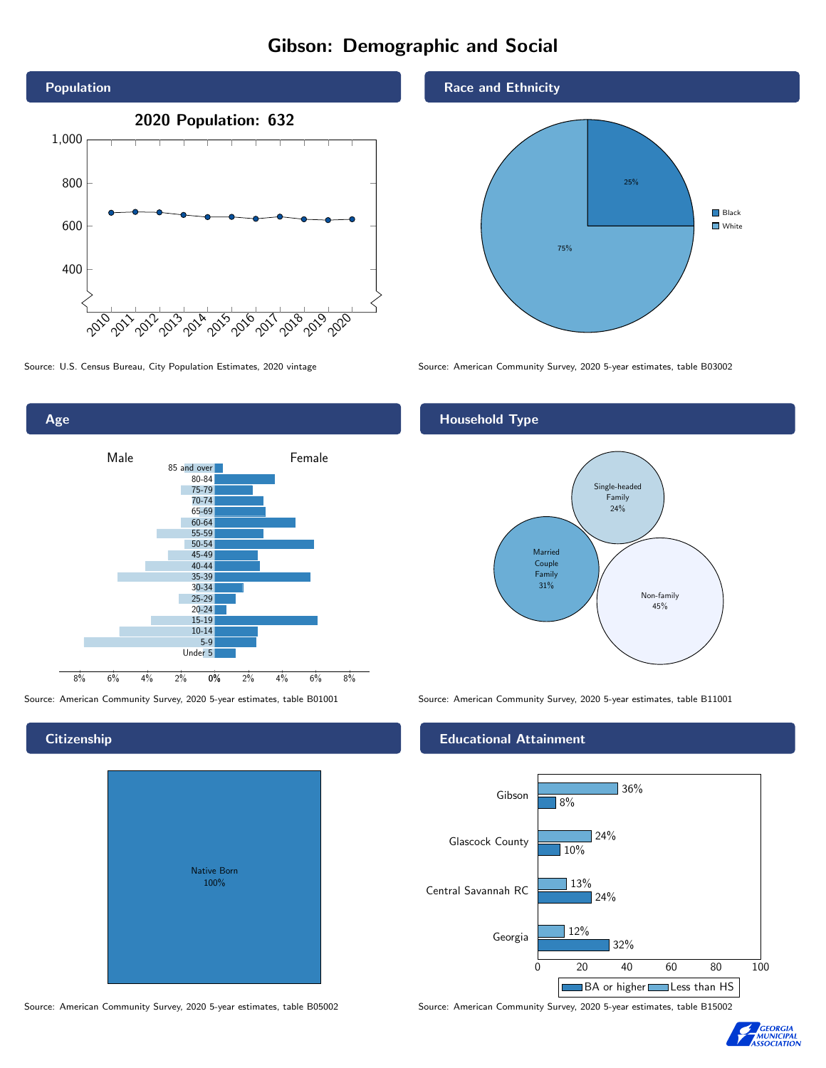# Gibson: Demographic and Social

## Population

**2020 Population: 632**

Source: U.S. Census Bureau, City Population Estimates, 2020 vintage

## Race and Ethnicity

| Race | Percent |
|---|---|
| Black | 25% |
| White | 75% |

Source: American Community Survey, 2020 5-year estimates, table B03002

## Age

Male / Female

Age groups: 85 and over, 80-84, 75-79, 70-74, 65-69, 60-64, 55-59, 50-54, 45-49, 40-44, 35-39, 30-34, 25-29, 20-24, 15-19, 10-14, 5-9, Under 5

Source: American Community Survey, 2020 5-year estimates, table B01001

## Household Type

| Household Type | Percent |
|---|---|
| Single-headed Family | 24% |
| Married Couple Family | 31% |
| Non-family | 45% |

Source: American Community Survey, 2020 5-year estimates, table B11001

## Citizenship

| Citizenship | Percent |
|---|---|
| Native Born | 100% |

Source: American Community Survey, 2020 5-year estimates, table B05002

## Educational Attainment

| Area | Less than HS | BA or higher |
|---|---|---|
| Gibson | 36% | 8% |
| Glascock County | 24% | 10% |
| Central Savannah RC | 13% | 24% |
| Georgia | 12% | 32% |

Source: American Community Survey, 2020 5-year estimates, table B15002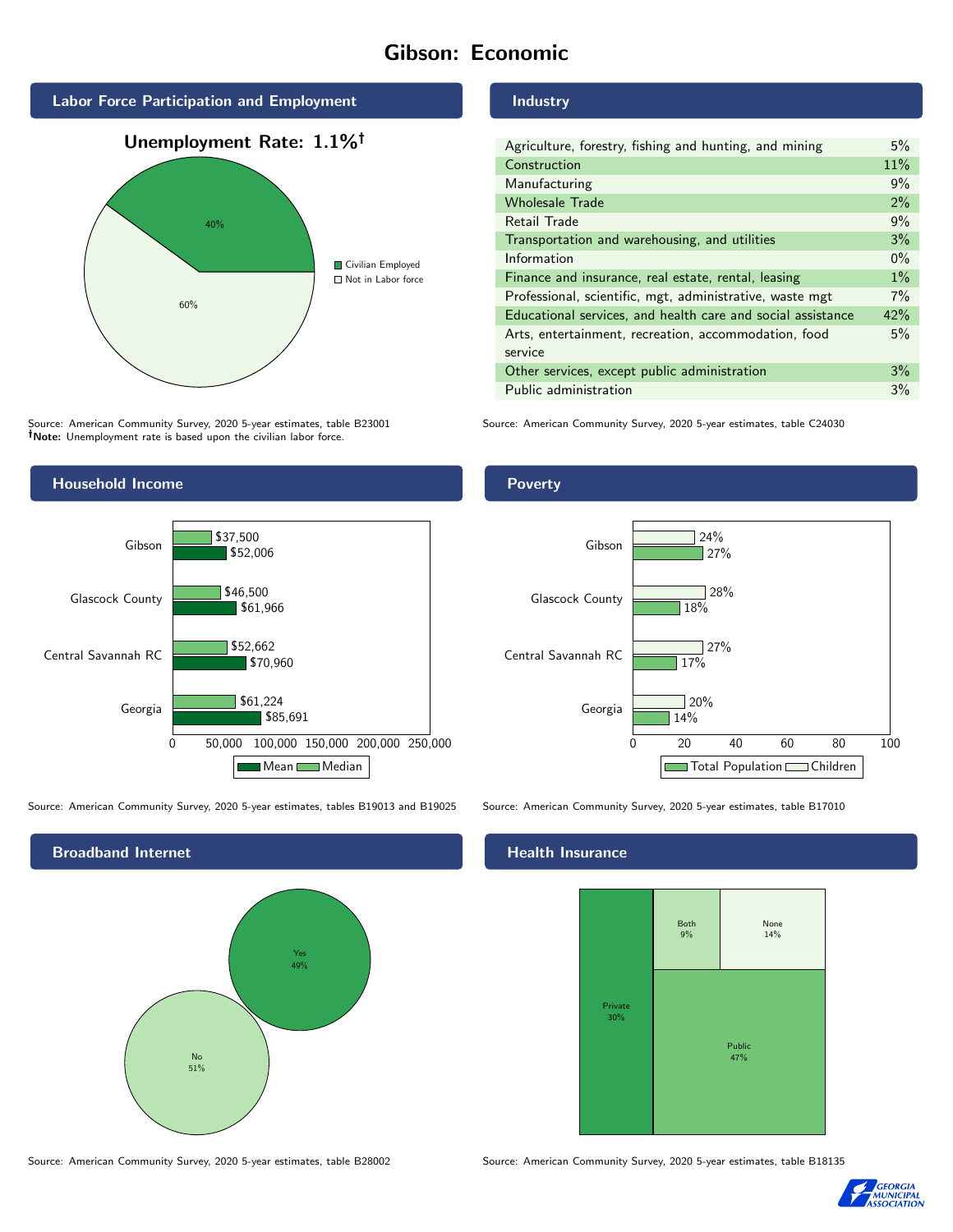# Gibson: Economic

## Labor Force Participation and Employment

**Unemployment Rate: 1.1%†**

| Category | Percent |
| --- | --- |
| Civilian Employed | 40% |
| Not in Labor force | 60% |

Source: American Community Survey, 2020 5-year estimates, table B23001
**†Note:** Unemployment rate is based upon the civilian labor force.

## Industry

| Industry | Percent |
| --- | --- |
| Agriculture, forestry, fishing and hunting, and mining | 5% |
| Construction | 11% |
| Manufacturing | 9% |
| Wholesale Trade | 2% |
| Retail Trade | 9% |
| Transportation and warehousing, and utilities | 3% |
| Information | 0% |
| Finance and insurance, real estate, rental, leasing | 1% |
| Professional, scientific, mgt, administrative, waste mgt | 7% |
| Educational services, and health care and social assistance | 42% |
| Arts, entertainment, recreation, accommodation, food service | 5% |
| Other services, except public administration | 3% |
| Public administration | 3% |

Source: American Community Survey, 2020 5-year estimates, table C24030

## Household Income

| Area | Median | Mean |
| --- | --- | --- |
| Gibson | $37,500 | $52,006 |
| Glascock County | $46,500 | $61,966 |
| Central Savannah RC | $52,662 | $70,960 |
| Georgia | $61,224 | $85,691 |

Source: American Community Survey, 2020 5-year estimates, tables B19013 and B19025

## Poverty

| Area | Children | Total Population |
| --- | --- | --- |
| Gibson | 24% | 27% |
| Glascock County | 28% | 18% |
| Central Savannah RC | 27% | 17% |
| Georgia | 20% | 14% |

Source: American Community Survey, 2020 5-year estimates, table B17010

## Broadband Internet

| Response | Percent |
| --- | --- |
| Yes | 49% |
| No | 51% |

Source: American Community Survey, 2020 5-year estimates, table B28002

## Health Insurance

| Type | Percent |
| --- | --- |
| Private | 30% |
| Both | 9% |
| None | 14% |
| Public | 47% |

Source: American Community Survey, 2020 5-year estimates, table B18135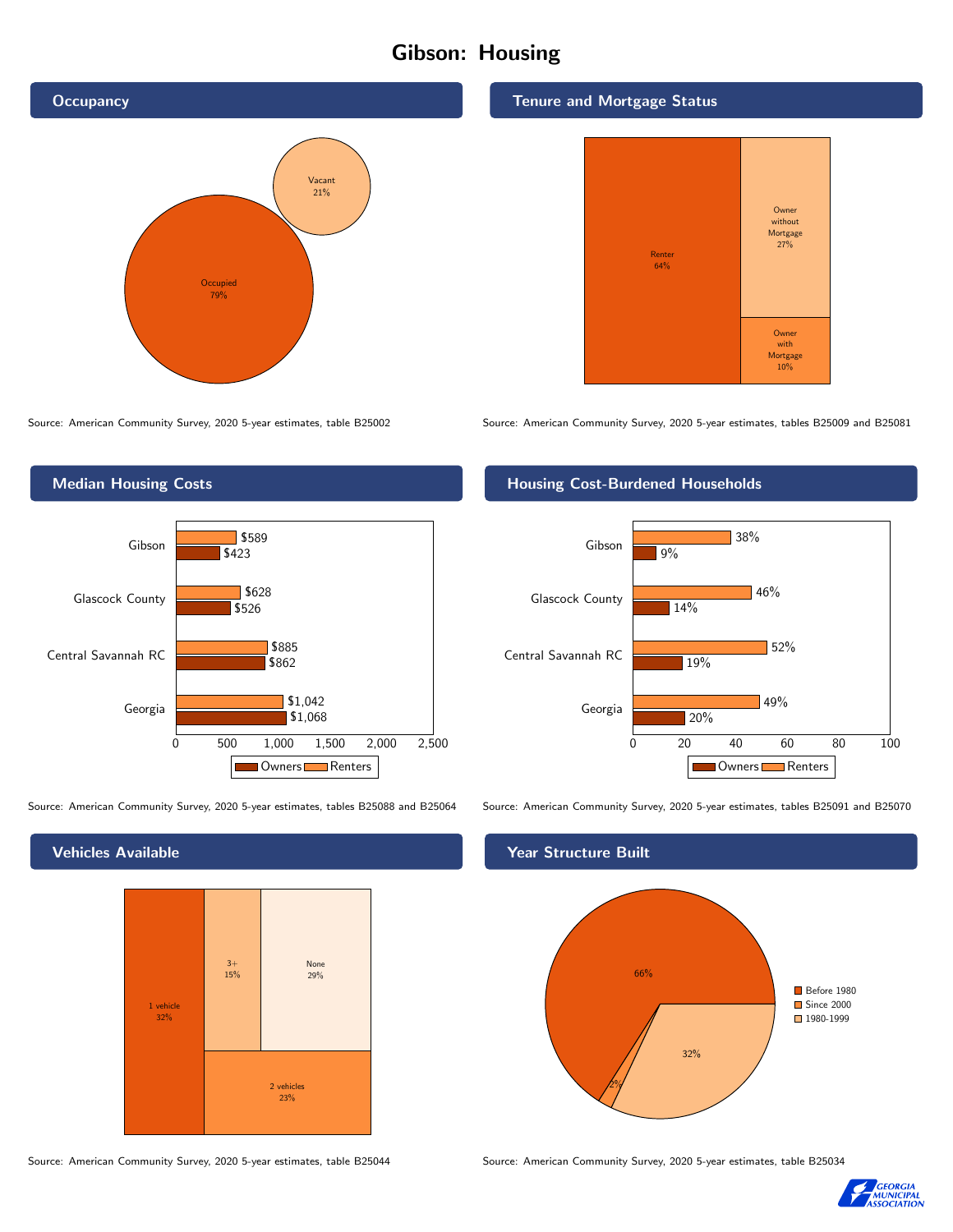# Gibson: Housing

## Occupancy

Vacant
21%

Occupied
79%

Source: American Community Survey, 2020 5-year estimates, table B25002

## Tenure and Mortgage Status

Renter
64%

Owner without Mortgage
27%

Owner with Mortgage
10%

Source: American Community Survey, 2020 5-year estimates, tables B25009 and B25081

## Median Housing Costs

Gibson
$589
$423

Glascock County
$628
$526

Central Savannah RC
$885
$862

Georgia
$1,042
$1,068

0 500 1,000 1,500 2,000 2,500

Owners Renters

Source: American Community Survey, 2020 5-year estimates, tables B25088 and B25064

## Housing Cost-Burdened Households

Gibson
38%
9%

Glascock County
46%
14%

Central Savannah RC
52%
19%

Georgia
49%
20%

0 20 40 60 80 100

Owners Renters

Source: American Community Survey, 2020 5-year estimates, tables B25091 and B25070

## Vehicles Available

1 vehicle
32%

3+
15%

None
29%

2 vehicles
23%

Source: American Community Survey, 2020 5-year estimates, table B25044

## Year Structure Built

66%

2%

32%

Before 1980
Since 2000
1980-1999

Source: American Community Survey, 2020 5-year estimates, table B25034